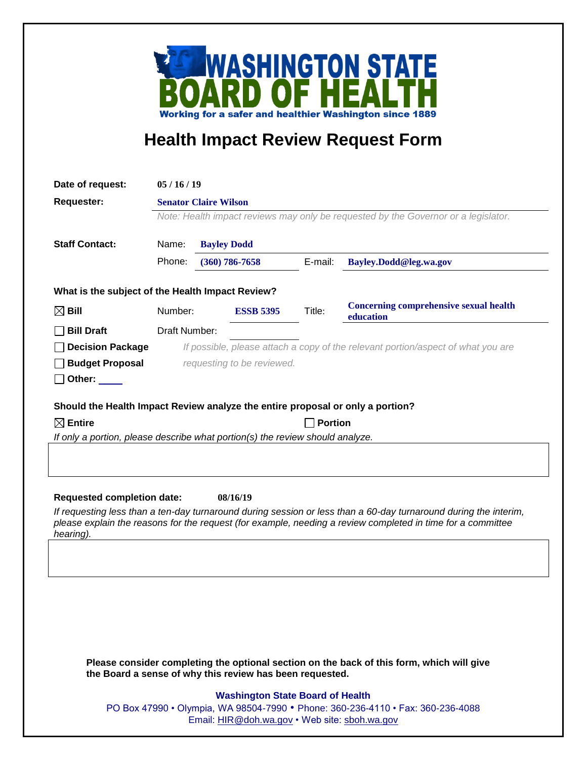# WASHINGTON STATE BOARD OF HEALTH

Working for a safer and healthier Washington since 1889

## Health Impact Review Request Form

**Date of request:** 05 / 16 / 19

**Requester:** **Senator Claire Wilson**

*Note: Health impact reviews may only be requested by the Governor or a legislator.*

**Staff Contact:**

Name: **Bayley Dodd**

Phone: **(360) 786-7658** E-mail: **Bayley.Dodd@leg.wa.gov**

### What is the subject of the Health Impact Review?

- ☒ **Bill** Number: **ESSB 5395** Title: **Concerning comprehensive sexual health education**
- ☐ **Bill Draft** Draft Number:
- ☐ **Decision Package**
- ☐ **Budget Proposal**
- ☐ **Other:** ____

*If possible, please attach a copy of the relevant portion/aspect of what you are requesting to be reviewed.*

### Should the Health Impact Review analyze the entire proposal or only a portion?

☒ **Entire** ☐ **Portion**

*If only a portion, please describe what portion(s) the review should analyze.*

**Requested completion date:** 08/16/19

*If requesting less than a ten-day turnaround during session or less than a 60-day turnaround during the interim, please explain the reasons for the request (for example, needing a review completed in time for a committee hearing).*

**Please consider completing the optional section on the back of this form, which will give the Board a sense of why this review has been requested.**

**Washington State Board of Health**

PO Box 47990 • Olympia, WA 98504-7990 • Phone: 360-236-4110 • Fax: 360-236-4088

Email: HIR@doh.wa.gov • Web site: sboh.wa.gov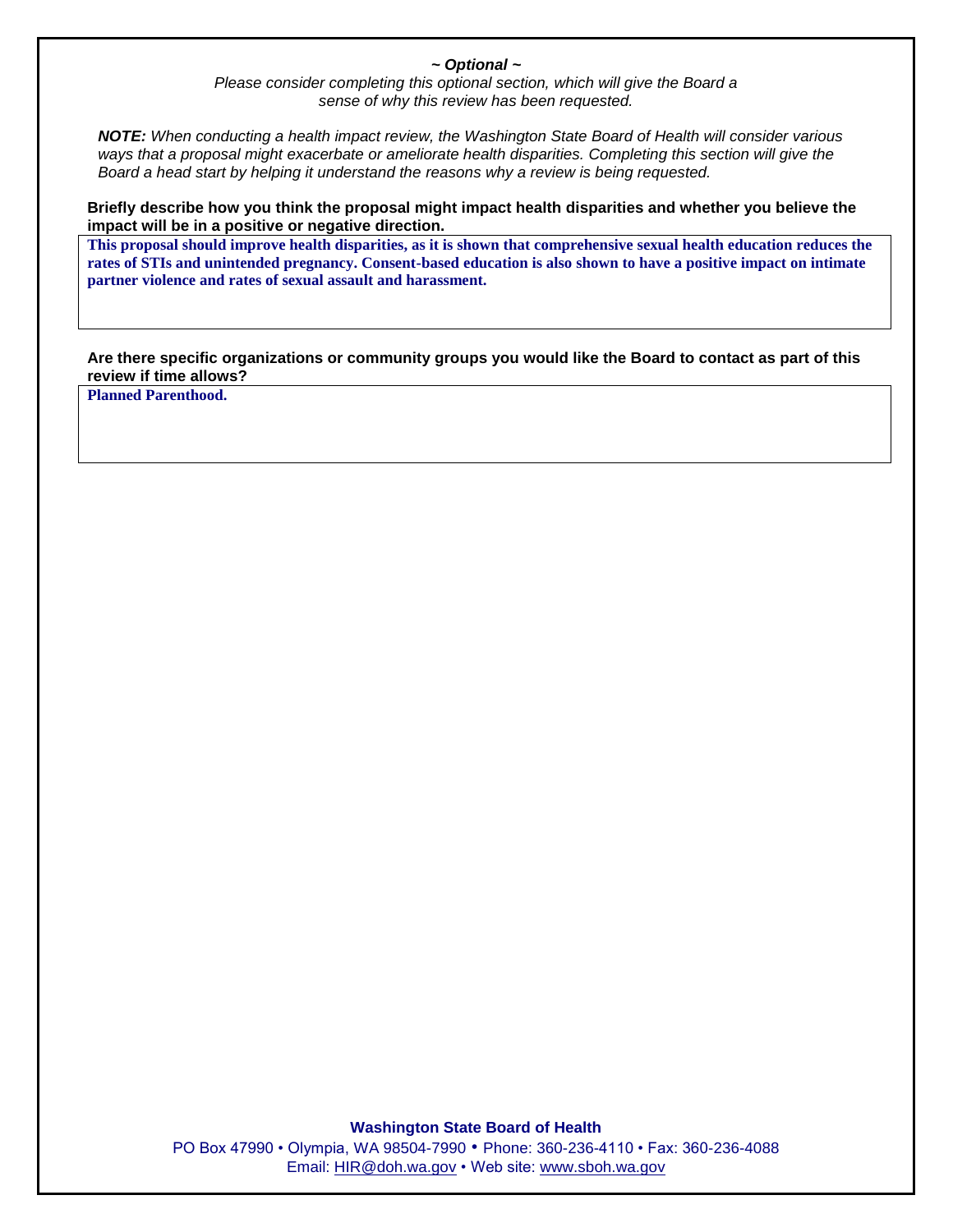***~ Optional ~***

*Please consider completing this optional section, which will give the Board a sense of why this review has been requested.*

***NOTE:*** *When conducting a health impact review, the Washington State Board of Health will consider various ways that a proposal might exacerbate or ameliorate health disparities. Completing this section will give the Board a head start by helping it understand the reasons why a review is being requested.*

**Briefly describe how you think the proposal might impact health disparities and whether you believe the impact will be in a positive or negative direction.**

**This proposal should improve health disparities, as it is shown that comprehensive sexual health education reduces the rates of STIs and unintended pregnancy. Consent-based education is also shown to have a positive impact on intimate partner violence and rates of sexual assault and harassment.**

**Are there specific organizations or community groups you would like the Board to contact as part of this review if time allows?**

**Planned Parenthood.**

**Washington State Board of Health**

PO Box 47990 • Olympia, WA 98504-7990 • Phone: 360-236-4110 • Fax: 360-236-4088
Email: HIR@doh.wa.gov • Web site: www.sboh.wa.gov